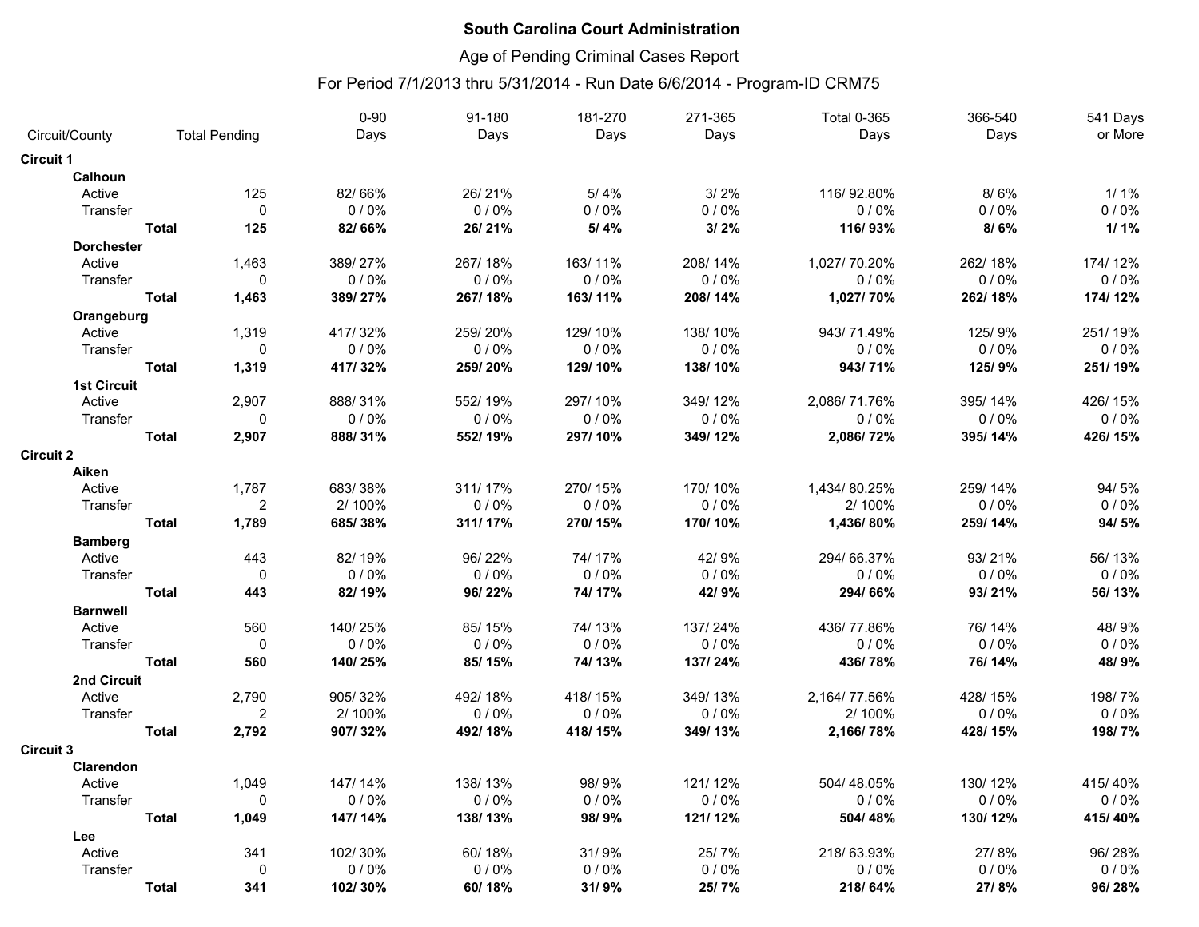# South Carolina Court Administration

## Age of Pending Criminal Cases Report

### For Period 7/1/2013 thru 5/31/2014 - Run Date 6/6/2014 - Program-ID CRM75

| Circuit/County | | Total Pending | 0-90 Days | 91-180 Days | 181-270 Days | 271-365 Days | Total 0-365 Days | 366-540 Days | 541 Days or More |
|---|---|---|---|---|---|---|---|---|---|
| **Circuit 1** | | | | | | | | | |
| **Calhoun** | | | | | | | | | |
| Active | | 125 | 82/ 66% | 26/ 21% | 5/ 4% | 3/ 2% | 116/ 92.80% | 8/ 6% | 1/ 1% |
| Transfer | | 0 | 0 / 0% | 0 / 0% | 0 / 0% | 0 / 0% | 0 / 0% | 0 / 0% | 0 / 0% |
| | **Total** | **125** | **82/ 66%** | **26/ 21%** | **5/ 4%** | **3/ 2%** | **116/ 93%** | **8/ 6%** | **1/ 1%** |
| **Dorchester** | | | | | | | | | |
| Active | | 1,463 | 389/ 27% | 267/ 18% | 163/ 11% | 208/ 14% | 1,027/ 70.20% | 262/ 18% | 174/ 12% |
| Transfer | | 0 | 0 / 0% | 0 / 0% | 0 / 0% | 0 / 0% | 0 / 0% | 0 / 0% | 0 / 0% |
| | **Total** | **1,463** | **389/ 27%** | **267/ 18%** | **163/ 11%** | **208/ 14%** | **1,027/ 70%** | **262/ 18%** | **174/ 12%** |
| **Orangeburg** | | | | | | | | | |
| Active | | 1,319 | 417/ 32% | 259/ 20% | 129/ 10% | 138/ 10% | 943/ 71.49% | 125/ 9% | 251/ 19% |
| Transfer | | 0 | 0 / 0% | 0 / 0% | 0 / 0% | 0 / 0% | 0 / 0% | 0 / 0% | 0 / 0% |
| | **Total** | **1,319** | **417/ 32%** | **259/ 20%** | **129/ 10%** | **138/ 10%** | **943/ 71%** | **125/ 9%** | **251/ 19%** |
| **1st Circuit** | | | | | | | | | |
| Active | | 2,907 | 888/ 31% | 552/ 19% | 297/ 10% | 349/ 12% | 2,086/ 71.76% | 395/ 14% | 426/ 15% |
| Transfer | | 0 | 0 / 0% | 0 / 0% | 0 / 0% | 0 / 0% | 0 / 0% | 0 / 0% | 0 / 0% |
| | **Total** | **2,907** | **888/ 31%** | **552/ 19%** | **297/ 10%** | **349/ 12%** | **2,086/ 72%** | **395/ 14%** | **426/ 15%** |
| **Circuit 2** | | | | | | | | | |
| **Aiken** | | | | | | | | | |
| Active | | 1,787 | 683/ 38% | 311/ 17% | 270/ 15% | 170/ 10% | 1,434/ 80.25% | 259/ 14% | 94/ 5% |
| Transfer | | 2 | 2/ 100% | 0 / 0% | 0 / 0% | 0 / 0% | 2/ 100% | 0 / 0% | 0 / 0% |
| | **Total** | **1,789** | **685/ 38%** | **311/ 17%** | **270/ 15%** | **170/ 10%** | **1,436/ 80%** | **259/ 14%** | **94/ 5%** |
| **Bamberg** | | | | | | | | | |
| Active | | 443 | 82/ 19% | 96/ 22% | 74/ 17% | 42/ 9% | 294/ 66.37% | 93/ 21% | 56/ 13% |
| Transfer | | 0 | 0 / 0% | 0 / 0% | 0 / 0% | 0 / 0% | 0 / 0% | 0 / 0% | 0 / 0% |
| | **Total** | **443** | **82/ 19%** | **96/ 22%** | **74/ 17%** | **42/ 9%** | **294/ 66%** | **93/ 21%** | **56/ 13%** |
| **Barnwell** | | | | | | | | | |
| Active | | 560 | 140/ 25% | 85/ 15% | 74/ 13% | 137/ 24% | 436/ 77.86% | 76/ 14% | 48/ 9% |
| Transfer | | 0 | 0 / 0% | 0 / 0% | 0 / 0% | 0 / 0% | 0 / 0% | 0 / 0% | 0 / 0% |
| | **Total** | **560** | **140/ 25%** | **85/ 15%** | **74/ 13%** | **137/ 24%** | **436/ 78%** | **76/ 14%** | **48/ 9%** |
| **2nd Circuit** | | | | | | | | | |
| Active | | 2,790 | 905/ 32% | 492/ 18% | 418/ 15% | 349/ 13% | 2,164/ 77.56% | 428/ 15% | 198/ 7% |
| Transfer | | 2 | 2/ 100% | 0 / 0% | 0 / 0% | 0 / 0% | 2/ 100% | 0 / 0% | 0 / 0% |
| | **Total** | **2,792** | **907/ 32%** | **492/ 18%** | **418/ 15%** | **349/ 13%** | **2,166/ 78%** | **428/ 15%** | **198/ 7%** |
| **Circuit 3** | | | | | | | | | |
| **Clarendon** | | | | | | | | | |
| Active | | 1,049 | 147/ 14% | 138/ 13% | 98/ 9% | 121/ 12% | 504/ 48.05% | 130/ 12% | 415/ 40% |
| Transfer | | 0 | 0 / 0% | 0 / 0% | 0 / 0% | 0 / 0% | 0 / 0% | 0 / 0% | 0 / 0% |
| | **Total** | **1,049** | **147/ 14%** | **138/ 13%** | **98/ 9%** | **121/ 12%** | **504/ 48%** | **130/ 12%** | **415/ 40%** |
| **Lee** | | | | | | | | | |
| Active | | 341 | 102/ 30% | 60/ 18% | 31/ 9% | 25/ 7% | 218/ 63.93% | 27/ 8% | 96/ 28% |
| Transfer | | 0 | 0 / 0% | 0 / 0% | 0 / 0% | 0 / 0% | 0 / 0% | 0 / 0% | 0 / 0% |
| | **Total** | **341** | **102/ 30%** | **60/ 18%** | **31/ 9%** | **25/ 7%** | **218/ 64%** | **27/ 8%** | **96/ 28%** |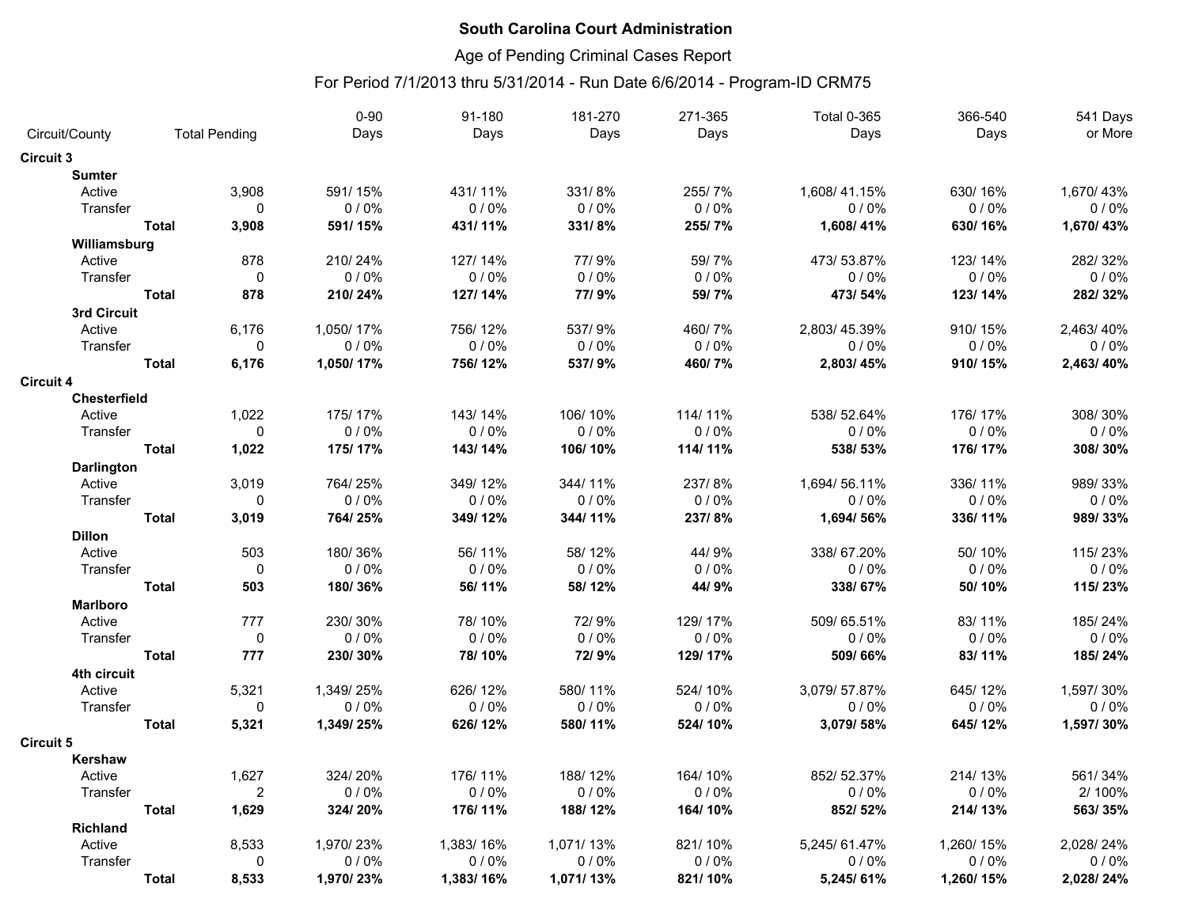**South Carolina Court Administration**

Age of Pending Criminal Cases Report

For Period 7/1/2013 thru 5/31/2014 - Run Date 6/6/2014 - Program-ID CRM75

| Circuit/County | | Total Pending | 0-90 Days | 91-180 Days | 181-270 Days | 271-365 Days | Total 0-365 Days | 366-540 Days | 541 Days or More |
|---|---|---|---|---|---|---|---|---|---|
| **Circuit 3** | | | | | | | | | |
| **Sumter** | | | | | | | | | |
| Active | | 3,908 | 591/ 15% | 431/ 11% | 331/ 8% | 255/ 7% | 1,608/ 41.15% | 630/ 16% | 1,670/ 43% |
| Transfer | | 0 | 0 / 0% | 0 / 0% | 0 / 0% | 0 / 0% | 0 / 0% | 0 / 0% | 0 / 0% |
| | **Total** | **3,908** | **591/ 15%** | **431/ 11%** | **331/ 8%** | **255/ 7%** | **1,608/ 41%** | **630/ 16%** | **1,670/ 43%** |
| **Williamsburg** | | | | | | | | | |
| Active | | 878 | 210/ 24% | 127/ 14% | 77/ 9% | 59/ 7% | 473/ 53.87% | 123/ 14% | 282/ 32% |
| Transfer | | 0 | 0 / 0% | 0 / 0% | 0 / 0% | 0 / 0% | 0 / 0% | 0 / 0% | 0 / 0% |
| | **Total** | **878** | **210/ 24%** | **127/ 14%** | **77/ 9%** | **59/ 7%** | **473/ 54%** | **123/ 14%** | **282/ 32%** |
| **3rd Circuit** | | | | | | | | | |
| Active | | 6,176 | 1,050/ 17% | 756/ 12% | 537/ 9% | 460/ 7% | 2,803/ 45.39% | 910/ 15% | 2,463/ 40% |
| Transfer | | 0 | 0 / 0% | 0 / 0% | 0 / 0% | 0 / 0% | 0 / 0% | 0 / 0% | 0 / 0% |
| | **Total** | **6,176** | **1,050/ 17%** | **756/ 12%** | **537/ 9%** | **460/ 7%** | **2,803/ 45%** | **910/ 15%** | **2,463/ 40%** |
| **Circuit 4** | | | | | | | | | |
| **Chesterfield** | | | | | | | | | |
| Active | | 1,022 | 175/ 17% | 143/ 14% | 106/ 10% | 114/ 11% | 538/ 52.64% | 176/ 17% | 308/ 30% |
| Transfer | | 0 | 0 / 0% | 0 / 0% | 0 / 0% | 0 / 0% | 0 / 0% | 0 / 0% | 0 / 0% |
| | **Total** | **1,022** | **175/ 17%** | **143/ 14%** | **106/ 10%** | **114/ 11%** | **538/ 53%** | **176/ 17%** | **308/ 30%** |
| **Darlington** | | | | | | | | | |
| Active | | 3,019 | 764/ 25% | 349/ 12% | 344/ 11% | 237/ 8% | 1,694/ 56.11% | 336/ 11% | 989/ 33% |
| Transfer | | 0 | 0 / 0% | 0 / 0% | 0 / 0% | 0 / 0% | 0 / 0% | 0 / 0% | 0 / 0% |
| | **Total** | **3,019** | **764/ 25%** | **349/ 12%** | **344/ 11%** | **237/ 8%** | **1,694/ 56%** | **336/ 11%** | **989/ 33%** |
| **Dillon** | | | | | | | | | |
| Active | | 503 | 180/ 36% | 56/ 11% | 58/ 12% | 44/ 9% | 338/ 67.20% | 50/ 10% | 115/ 23% |
| Transfer | | 0 | 0 / 0% | 0 / 0% | 0 / 0% | 0 / 0% | 0 / 0% | 0 / 0% | 0 / 0% |
| | **Total** | **503** | **180/ 36%** | **56/ 11%** | **58/ 12%** | **44/ 9%** | **338/ 67%** | **50/ 10%** | **115/ 23%** |
| **Marlboro** | | | | | | | | | |
| Active | | 777 | 230/ 30% | 78/ 10% | 72/ 9% | 129/ 17% | 509/ 65.51% | 83/ 11% | 185/ 24% |
| Transfer | | 0 | 0 / 0% | 0 / 0% | 0 / 0% | 0 / 0% | 0 / 0% | 0 / 0% | 0 / 0% |
| | **Total** | **777** | **230/ 30%** | **78/ 10%** | **72/ 9%** | **129/ 17%** | **509/ 66%** | **83/ 11%** | **185/ 24%** |
| **4th circuit** | | | | | | | | | |
| Active | | 5,321 | 1,349/ 25% | 626/ 12% | 580/ 11% | 524/ 10% | 3,079/ 57.87% | 645/ 12% | 1,597/ 30% |
| Transfer | | 0 | 0 / 0% | 0 / 0% | 0 / 0% | 0 / 0% | 0 / 0% | 0 / 0% | 0 / 0% |
| | **Total** | **5,321** | **1,349/ 25%** | **626/ 12%** | **580/ 11%** | **524/ 10%** | **3,079/ 58%** | **645/ 12%** | **1,597/ 30%** |
| **Circuit 5** | | | | | | | | | |
| **Kershaw** | | | | | | | | | |
| Active | | 1,627 | 324/ 20% | 176/ 11% | 188/ 12% | 164/ 10% | 852/ 52.37% | 214/ 13% | 561/ 34% |
| Transfer | | 2 | 0 / 0% | 0 / 0% | 0 / 0% | 0 / 0% | 0 / 0% | 0 / 0% | 2/ 100% |
| | **Total** | **1,629** | **324/ 20%** | **176/ 11%** | **188/ 12%** | **164/ 10%** | **852/ 52%** | **214/ 13%** | **563/ 35%** |
| **Richland** | | | | | | | | | |
| Active | | 8,533 | 1,970/ 23% | 1,383/ 16% | 1,071/ 13% | 821/ 10% | 5,245/ 61.47% | 1,260/ 15% | 2,028/ 24% |
| Transfer | | 0 | 0 / 0% | 0 / 0% | 0 / 0% | 0 / 0% | 0 / 0% | 0 / 0% | 0 / 0% |
| | **Total** | **8,533** | **1,970/ 23%** | **1,383/ 16%** | **1,071/ 13%** | **821/ 10%** | **5,245/ 61%** | **1,260/ 15%** | **2,028/ 24%** |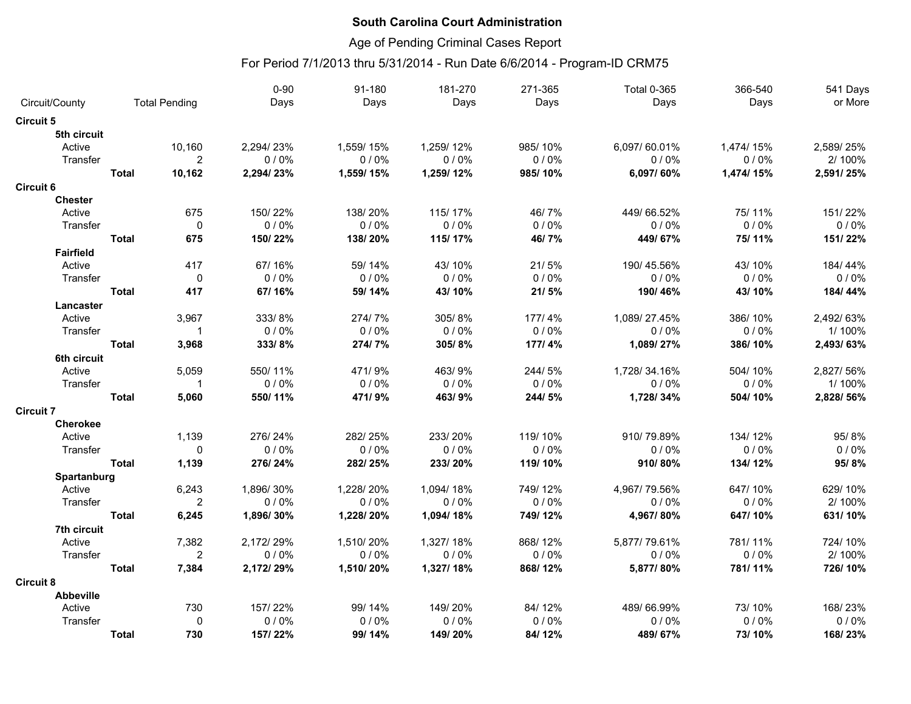# South Carolina Court Administration

## Age of Pending Criminal Cases Report

### For Period 7/1/2013 thru 5/31/2014 - Run Date 6/6/2014 - Program-ID CRM75

| Circuit/County | | Total Pending | 0-90 Days | 91-180 Days | 181-270 Days | 271-365 Days | Total 0-365 Days | 366-540 Days | 541 Days or More |
|---|---|---|---|---|---|---|---|---|---|
| **Circuit 5** | | | | | | | | | |
| **5th circuit** | | | | | | | | | |
| Active | | 10,160 | 2,294/ 23% | 1,559/ 15% | 1,259/ 12% | 985/ 10% | 6,097/ 60.01% | 1,474/ 15% | 2,589/ 25% |
| Transfer | | 2 | 0 / 0% | 0 / 0% | 0 / 0% | 0 / 0% | 0 / 0% | 0 / 0% | 2/ 100% |
| | **Total** | **10,162** | **2,294/ 23%** | **1,559/ 15%** | **1,259/ 12%** | **985/ 10%** | **6,097/ 60%** | **1,474/ 15%** | **2,591/ 25%** |
| **Circuit 6** | | | | | | | | | |
| **Chester** | | | | | | | | | |
| Active | | 675 | 150/ 22% | 138/ 20% | 115/ 17% | 46/ 7% | 449/ 66.52% | 75/ 11% | 151/ 22% |
| Transfer | | 0 | 0 / 0% | 0 / 0% | 0 / 0% | 0 / 0% | 0 / 0% | 0 / 0% | 0 / 0% |
| | **Total** | **675** | **150/ 22%** | **138/ 20%** | **115/ 17%** | **46/ 7%** | **449/ 67%** | **75/ 11%** | **151/ 22%** |
| **Fairfield** | | | | | | | | | |
| Active | | 417 | 67/ 16% | 59/ 14% | 43/ 10% | 21/ 5% | 190/ 45.56% | 43/ 10% | 184/ 44% |
| Transfer | | 0 | 0 / 0% | 0 / 0% | 0 / 0% | 0 / 0% | 0 / 0% | 0 / 0% | 0 / 0% |
| | **Total** | **417** | **67/ 16%** | **59/ 14%** | **43/ 10%** | **21/ 5%** | **190/ 46%** | **43/ 10%** | **184/ 44%** |
| **Lancaster** | | | | | | | | | |
| Active | | 3,967 | 333/ 8% | 274/ 7% | 305/ 8% | 177/ 4% | 1,089/ 27.45% | 386/ 10% | 2,492/ 63% |
| Transfer | | 1 | 0 / 0% | 0 / 0% | 0 / 0% | 0 / 0% | 0 / 0% | 0 / 0% | 1/ 100% |
| | **Total** | **3,968** | **333/ 8%** | **274/ 7%** | **305/ 8%** | **177/ 4%** | **1,089/ 27%** | **386/ 10%** | **2,493/ 63%** |
| **6th circuit** | | | | | | | | | |
| Active | | 5,059 | 550/ 11% | 471/ 9% | 463/ 9% | 244/ 5% | 1,728/ 34.16% | 504/ 10% | 2,827/ 56% |
| Transfer | | 1 | 0 / 0% | 0 / 0% | 0 / 0% | 0 / 0% | 0 / 0% | 0 / 0% | 1/ 100% |
| | **Total** | **5,060** | **550/ 11%** | **471/ 9%** | **463/ 9%** | **244/ 5%** | **1,728/ 34%** | **504/ 10%** | **2,828/ 56%** |
| **Circuit 7** | | | | | | | | | |
| **Cherokee** | | | | | | | | | |
| Active | | 1,139 | 276/ 24% | 282/ 25% | 233/ 20% | 119/ 10% | 910/ 79.89% | 134/ 12% | 95/ 8% |
| Transfer | | 0 | 0 / 0% | 0 / 0% | 0 / 0% | 0 / 0% | 0 / 0% | 0 / 0% | 0 / 0% |
| | **Total** | **1,139** | **276/ 24%** | **282/ 25%** | **233/ 20%** | **119/ 10%** | **910/ 80%** | **134/ 12%** | **95/ 8%** |
| **Spartanburg** | | | | | | | | | |
| Active | | 6,243 | 1,896/ 30% | 1,228/ 20% | 1,094/ 18% | 749/ 12% | 4,967/ 79.56% | 647/ 10% | 629/ 10% |
| Transfer | | 2 | 0 / 0% | 0 / 0% | 0 / 0% | 0 / 0% | 0 / 0% | 0 / 0% | 2/ 100% |
| | **Total** | **6,245** | **1,896/ 30%** | **1,228/ 20%** | **1,094/ 18%** | **749/ 12%** | **4,967/ 80%** | **647/ 10%** | **631/ 10%** |
| **7th circuit** | | | | | | | | | |
| Active | | 7,382 | 2,172/ 29% | 1,510/ 20% | 1,327/ 18% | 868/ 12% | 5,877/ 79.61% | 781/ 11% | 724/ 10% |
| Transfer | | 2 | 0 / 0% | 0 / 0% | 0 / 0% | 0 / 0% | 0 / 0% | 0 / 0% | 2/ 100% |
| | **Total** | **7,384** | **2,172/ 29%** | **1,510/ 20%** | **1,327/ 18%** | **868/ 12%** | **5,877/ 80%** | **781/ 11%** | **726/ 10%** |
| **Circuit 8** | | | | | | | | | |
| **Abbeville** | | | | | | | | | |
| Active | | 730 | 157/ 22% | 99/ 14% | 149/ 20% | 84/ 12% | 489/ 66.99% | 73/ 10% | 168/ 23% |
| Transfer | | 0 | 0 / 0% | 0 / 0% | 0 / 0% | 0 / 0% | 0 / 0% | 0 / 0% | 0 / 0% |
| | **Total** | **730** | **157/ 22%** | **99/ 14%** | **149/ 20%** | **84/ 12%** | **489/ 67%** | **73/ 10%** | **168/ 23%** |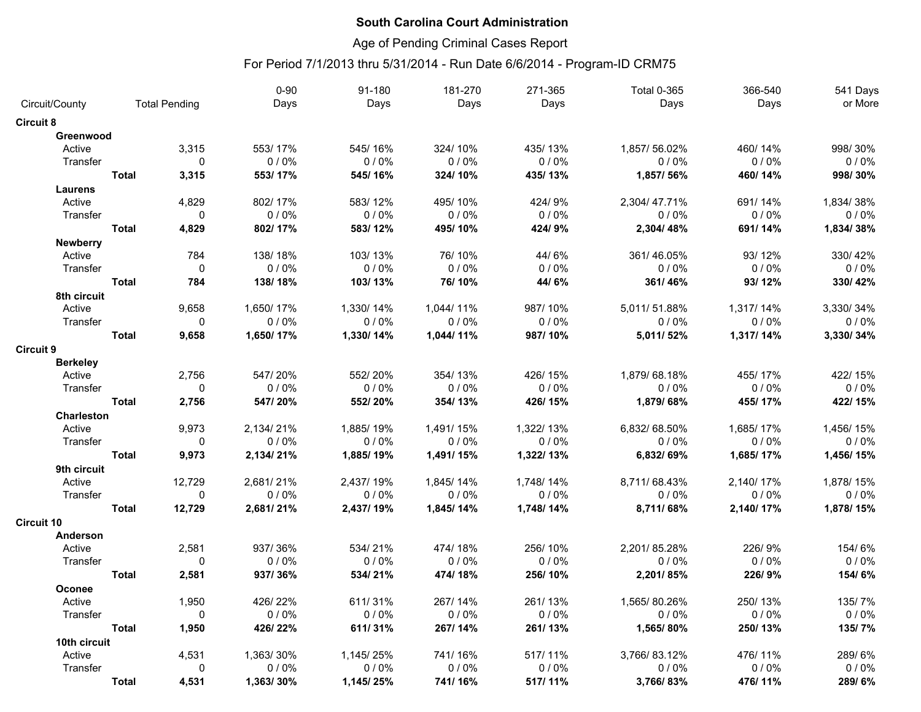**South Carolina Court Administration**

Age of Pending Criminal Cases Report

For Period 7/1/2013 thru 5/31/2014 - Run Date 6/6/2014 - Program-ID CRM75

| Circuit/County | | Total Pending | 0-90 Days | 91-180 Days | 181-270 Days | 271-365 Days | Total 0-365 Days | 366-540 Days | 541 Days or More |
|---|---|---|---|---|---|---|---|---|---|
| **Circuit 8** | | | | | | | | | |
| **Greenwood** | | | | | | | | | |
| Active | | 3,315 | 553/ 17% | 545/ 16% | 324/ 10% | 435/ 13% | 1,857/ 56.02% | 460/ 14% | 998/ 30% |
| Transfer | | 0 | 0 / 0% | 0 / 0% | 0 / 0% | 0 / 0% | 0 / 0% | 0 / 0% | 0 / 0% |
| | **Total** | **3,315** | **553/ 17%** | **545/ 16%** | **324/ 10%** | **435/ 13%** | **1,857/ 56%** | **460/ 14%** | **998/ 30%** |
| **Laurens** | | | | | | | | | |
| Active | | 4,829 | 802/ 17% | 583/ 12% | 495/ 10% | 424/ 9% | 2,304/ 47.71% | 691/ 14% | 1,834/ 38% |
| Transfer | | 0 | 0 / 0% | 0 / 0% | 0 / 0% | 0 / 0% | 0 / 0% | 0 / 0% | 0 / 0% |
| | **Total** | **4,829** | **802/ 17%** | **583/ 12%** | **495/ 10%** | **424/ 9%** | **2,304/ 48%** | **691/ 14%** | **1,834/ 38%** |
| **Newberry** | | | | | | | | | |
| Active | | 784 | 138/ 18% | 103/ 13% | 76/ 10% | 44/ 6% | 361/ 46.05% | 93/ 12% | 330/ 42% |
| Transfer | | 0 | 0 / 0% | 0 / 0% | 0 / 0% | 0 / 0% | 0 / 0% | 0 / 0% | 0 / 0% |
| | **Total** | **784** | **138/ 18%** | **103/ 13%** | **76/ 10%** | **44/ 6%** | **361/ 46%** | **93/ 12%** | **330/ 42%** |
| **8th circuit** | | | | | | | | | |
| Active | | 9,658 | 1,650/ 17% | 1,330/ 14% | 1,044/ 11% | 987/ 10% | 5,011/ 51.88% | 1,317/ 14% | 3,330/ 34% |
| Transfer | | 0 | 0 / 0% | 0 / 0% | 0 / 0% | 0 / 0% | 0 / 0% | 0 / 0% | 0 / 0% |
| | **Total** | **9,658** | **1,650/ 17%** | **1,330/ 14%** | **1,044/ 11%** | **987/ 10%** | **5,011/ 52%** | **1,317/ 14%** | **3,330/ 34%** |
| **Circuit 9** | | | | | | | | | |
| **Berkeley** | | | | | | | | | |
| Active | | 2,756 | 547/ 20% | 552/ 20% | 354/ 13% | 426/ 15% | 1,879/ 68.18% | 455/ 17% | 422/ 15% |
| Transfer | | 0 | 0 / 0% | 0 / 0% | 0 / 0% | 0 / 0% | 0 / 0% | 0 / 0% | 0 / 0% |
| | **Total** | **2,756** | **547/ 20%** | **552/ 20%** | **354/ 13%** | **426/ 15%** | **1,879/ 68%** | **455/ 17%** | **422/ 15%** |
| **Charleston** | | | | | | | | | |
| Active | | 9,973 | 2,134/ 21% | 1,885/ 19% | 1,491/ 15% | 1,322/ 13% | 6,832/ 68.50% | 1,685/ 17% | 1,456/ 15% |
| Transfer | | 0 | 0 / 0% | 0 / 0% | 0 / 0% | 0 / 0% | 0 / 0% | 0 / 0% | 0 / 0% |
| | **Total** | **9,973** | **2,134/ 21%** | **1,885/ 19%** | **1,491/ 15%** | **1,322/ 13%** | **6,832/ 69%** | **1,685/ 17%** | **1,456/ 15%** |
| **9th circuit** | | | | | | | | | |
| Active | | 12,729 | 2,681/ 21% | 2,437/ 19% | 1,845/ 14% | 1,748/ 14% | 8,711/ 68.43% | 2,140/ 17% | 1,878/ 15% |
| Transfer | | 0 | 0 / 0% | 0 / 0% | 0 / 0% | 0 / 0% | 0 / 0% | 0 / 0% | 0 / 0% |
| | **Total** | **12,729** | **2,681/ 21%** | **2,437/ 19%** | **1,845/ 14%** | **1,748/ 14%** | **8,711/ 68%** | **2,140/ 17%** | **1,878/ 15%** |
| **Circuit 10** | | | | | | | | | |
| **Anderson** | | | | | | | | | |
| Active | | 2,581 | 937/ 36% | 534/ 21% | 474/ 18% | 256/ 10% | 2,201/ 85.28% | 226/ 9% | 154/ 6% |
| Transfer | | 0 | 0 / 0% | 0 / 0% | 0 / 0% | 0 / 0% | 0 / 0% | 0 / 0% | 0 / 0% |
| | **Total** | **2,581** | **937/ 36%** | **534/ 21%** | **474/ 18%** | **256/ 10%** | **2,201/ 85%** | **226/ 9%** | **154/ 6%** |
| **Oconee** | | | | | | | | | |
| Active | | 1,950 | 426/ 22% | 611/ 31% | 267/ 14% | 261/ 13% | 1,565/ 80.26% | 250/ 13% | 135/ 7% |
| Transfer | | 0 | 0 / 0% | 0 / 0% | 0 / 0% | 0 / 0% | 0 / 0% | 0 / 0% | 0 / 0% |
| | **Total** | **1,950** | **426/ 22%** | **611/ 31%** | **267/ 14%** | **261/ 13%** | **1,565/ 80%** | **250/ 13%** | **135/ 7%** |
| **10th circuit** | | | | | | | | | |
| Active | | 4,531 | 1,363/ 30% | 1,145/ 25% | 741/ 16% | 517/ 11% | 3,766/ 83.12% | 476/ 11% | 289/ 6% |
| Transfer | | 0 | 0 / 0% | 0 / 0% | 0 / 0% | 0 / 0% | 0 / 0% | 0 / 0% | 0 / 0% |
| | **Total** | **4,531** | **1,363/ 30%** | **1,145/ 25%** | **741/ 16%** | **517/ 11%** | **3,766/ 83%** | **476/ 11%** | **289/ 6%** |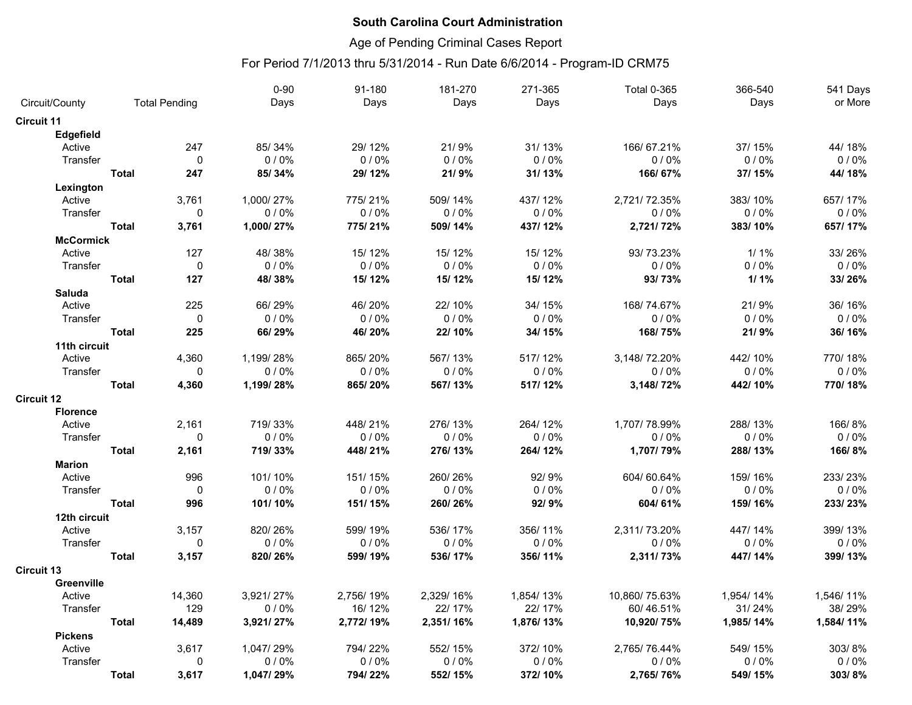**South Carolina Court Administration**

Age of Pending Criminal Cases Report

For Period 7/1/2013 thru 5/31/2014 - Run Date 6/6/2014 - Program-ID CRM75

| Circuit/County | | Total Pending | 0-90 Days | 91-180 Days | 181-270 Days | 271-365 Days | Total 0-365 Days | 366-540 Days | 541 Days or More |
|---|---|---|---|---|---|---|---|---|---|
| **Circuit 11** | | | | | | | | | |
| **Edgefield** | | | | | | | | | |
| Active | | 247 | 85/ 34% | 29/ 12% | 21/ 9% | 31/ 13% | 166/ 67.21% | 37/ 15% | 44/ 18% |
| Transfer | | 0 | 0 / 0% | 0 / 0% | 0 / 0% | 0 / 0% | 0 / 0% | 0 / 0% | 0 / 0% |
| | **Total** | **247** | **85/ 34%** | **29/ 12%** | **21/ 9%** | **31/ 13%** | **166/ 67%** | **37/ 15%** | **44/ 18%** |
| **Lexington** | | | | | | | | | |
| Active | | 3,761 | 1,000/ 27% | 775/ 21% | 509/ 14% | 437/ 12% | 2,721/ 72.35% | 383/ 10% | 657/ 17% |
| Transfer | | 0 | 0 / 0% | 0 / 0% | 0 / 0% | 0 / 0% | 0 / 0% | 0 / 0% | 0 / 0% |
| | **Total** | **3,761** | **1,000/ 27%** | **775/ 21%** | **509/ 14%** | **437/ 12%** | **2,721/ 72%** | **383/ 10%** | **657/ 17%** |
| **McCormick** | | | | | | | | | |
| Active | | 127 | 48/ 38% | 15/ 12% | 15/ 12% | 15/ 12% | 93/ 73.23% | 1/ 1% | 33/ 26% |
| Transfer | | 0 | 0 / 0% | 0 / 0% | 0 / 0% | 0 / 0% | 0 / 0% | 0 / 0% | 0 / 0% |
| | **Total** | **127** | **48/ 38%** | **15/ 12%** | **15/ 12%** | **15/ 12%** | **93/ 73%** | **1/ 1%** | **33/ 26%** |
| **Saluda** | | | | | | | | | |
| Active | | 225 | 66/ 29% | 46/ 20% | 22/ 10% | 34/ 15% | 168/ 74.67% | 21/ 9% | 36/ 16% |
| Transfer | | 0 | 0 / 0% | 0 / 0% | 0 / 0% | 0 / 0% | 0 / 0% | 0 / 0% | 0 / 0% |
| | **Total** | **225** | **66/ 29%** | **46/ 20%** | **22/ 10%** | **34/ 15%** | **168/ 75%** | **21/ 9%** | **36/ 16%** |
| **11th circuit** | | | | | | | | | |
| Active | | 4,360 | 1,199/ 28% | 865/ 20% | 567/ 13% | 517/ 12% | 3,148/ 72.20% | 442/ 10% | 770/ 18% |
| Transfer | | 0 | 0 / 0% | 0 / 0% | 0 / 0% | 0 / 0% | 0 / 0% | 0 / 0% | 0 / 0% |
| | **Total** | **4,360** | **1,199/ 28%** | **865/ 20%** | **567/ 13%** | **517/ 12%** | **3,148/ 72%** | **442/ 10%** | **770/ 18%** |
| **Circuit 12** | | | | | | | | | |
| **Florence** | | | | | | | | | |
| Active | | 2,161 | 719/ 33% | 448/ 21% | 276/ 13% | 264/ 12% | 1,707/ 78.99% | 288/ 13% | 166/ 8% |
| Transfer | | 0 | 0 / 0% | 0 / 0% | 0 / 0% | 0 / 0% | 0 / 0% | 0 / 0% | 0 / 0% |
| | **Total** | **2,161** | **719/ 33%** | **448/ 21%** | **276/ 13%** | **264/ 12%** | **1,707/ 79%** | **288/ 13%** | **166/ 8%** |
| **Marion** | | | | | | | | | |
| Active | | 996 | 101/ 10% | 151/ 15% | 260/ 26% | 92/ 9% | 604/ 60.64% | 159/ 16% | 233/ 23% |
| Transfer | | 0 | 0 / 0% | 0 / 0% | 0 / 0% | 0 / 0% | 0 / 0% | 0 / 0% | 0 / 0% |
| | **Total** | **996** | **101/ 10%** | **151/ 15%** | **260/ 26%** | **92/ 9%** | **604/ 61%** | **159/ 16%** | **233/ 23%** |
| **12th circuit** | | | | | | | | | |
| Active | | 3,157 | 820/ 26% | 599/ 19% | 536/ 17% | 356/ 11% | 2,311/ 73.20% | 447/ 14% | 399/ 13% |
| Transfer | | 0 | 0 / 0% | 0 / 0% | 0 / 0% | 0 / 0% | 0 / 0% | 0 / 0% | 0 / 0% |
| | **Total** | **3,157** | **820/ 26%** | **599/ 19%** | **536/ 17%** | **356/ 11%** | **2,311/ 73%** | **447/ 14%** | **399/ 13%** |
| **Circuit 13** | | | | | | | | | |
| **Greenville** | | | | | | | | | |
| Active | | 14,360 | 3,921/ 27% | 2,756/ 19% | 2,329/ 16% | 1,854/ 13% | 10,860/ 75.63% | 1,954/ 14% | 1,546/ 11% |
| Transfer | | 129 | 0 / 0% | 16/ 12% | 22/ 17% | 22/ 17% | 60/ 46.51% | 31/ 24% | 38/ 29% |
| | **Total** | **14,489** | **3,921/ 27%** | **2,772/ 19%** | **2,351/ 16%** | **1,876/ 13%** | **10,920/ 75%** | **1,985/ 14%** | **1,584/ 11%** |
| **Pickens** | | | | | | | | | |
| Active | | 3,617 | 1,047/ 29% | 794/ 22% | 552/ 15% | 372/ 10% | 2,765/ 76.44% | 549/ 15% | 303/ 8% |
| Transfer | | 0 | 0 / 0% | 0 / 0% | 0 / 0% | 0 / 0% | 0 / 0% | 0 / 0% | 0 / 0% |
| | **Total** | **3,617** | **1,047/ 29%** | **794/ 22%** | **552/ 15%** | **372/ 10%** | **2,765/ 76%** | **549/ 15%** | **303/ 8%** |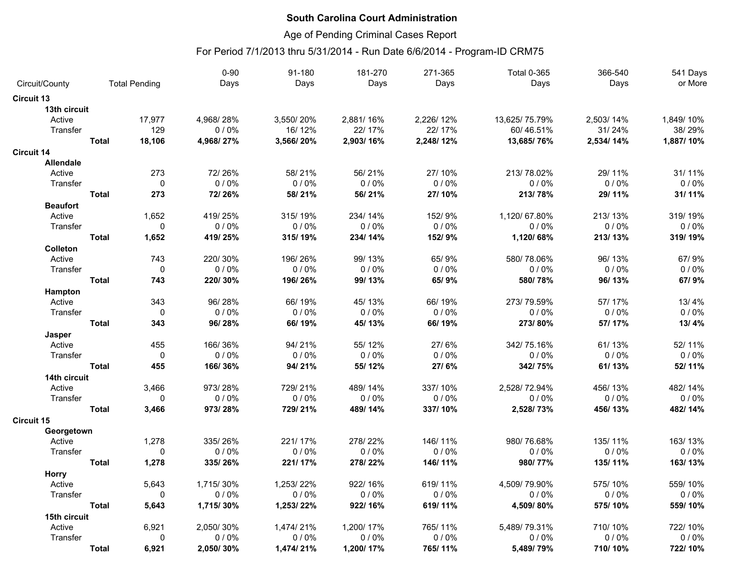**South Carolina Court Administration**

Age of Pending Criminal Cases Report

For Period 7/1/2013 thru 5/31/2014 - Run Date 6/6/2014 - Program-ID CRM75

| Circuit/County | | Total Pending | 0-90 Days | 91-180 Days | 181-270 Days | 271-365 Days | Total 0-365 Days | 366-540 Days | 541 Days or More |
|---|---|---|---|---|---|---|---|---|---|
| **Circuit 13** | | | | | | | | | |
| **13th circuit** | | | | | | | | | |
| Active | | 17,977 | 4,968/ 28% | 3,550/ 20% | 2,881/ 16% | 2,226/ 12% | 13,625/ 75.79% | 2,503/ 14% | 1,849/ 10% |
| Transfer | | 129 | 0 / 0% | 16/ 12% | 22/ 17% | 22/ 17% | 60/ 46.51% | 31/ 24% | 38/ 29% |
| | **Total** | **18,106** | **4,968/ 27%** | **3,566/ 20%** | **2,903/ 16%** | **2,248/ 12%** | **13,685/ 76%** | **2,534/ 14%** | **1,887/ 10%** |
| **Circuit 14** | | | | | | | | | |
| **Allendale** | | | | | | | | | |
| Active | | 273 | 72/ 26% | 58/ 21% | 56/ 21% | 27/ 10% | 213/ 78.02% | 29/ 11% | 31/ 11% |
| Transfer | | 0 | 0 / 0% | 0 / 0% | 0 / 0% | 0 / 0% | 0 / 0% | 0 / 0% | 0 / 0% |
| | **Total** | **273** | **72/ 26%** | **58/ 21%** | **56/ 21%** | **27/ 10%** | **213/ 78%** | **29/ 11%** | **31/ 11%** |
| **Beaufort** | | | | | | | | | |
| Active | | 1,652 | 419/ 25% | 315/ 19% | 234/ 14% | 152/ 9% | 1,120/ 67.80% | 213/ 13% | 319/ 19% |
| Transfer | | 0 | 0 / 0% | 0 / 0% | 0 / 0% | 0 / 0% | 0 / 0% | 0 / 0% | 0 / 0% |
| | **Total** | **1,652** | **419/ 25%** | **315/ 19%** | **234/ 14%** | **152/ 9%** | **1,120/ 68%** | **213/ 13%** | **319/ 19%** |
| **Colleton** | | | | | | | | | |
| Active | | 743 | 220/ 30% | 196/ 26% | 99/ 13% | 65/ 9% | 580/ 78.06% | 96/ 13% | 67/ 9% |
| Transfer | | 0 | 0 / 0% | 0 / 0% | 0 / 0% | 0 / 0% | 0 / 0% | 0 / 0% | 0 / 0% |
| | **Total** | **743** | **220/ 30%** | **196/ 26%** | **99/ 13%** | **65/ 9%** | **580/ 78%** | **96/ 13%** | **67/ 9%** |
| **Hampton** | | | | | | | | | |
| Active | | 343 | 96/ 28% | 66/ 19% | 45/ 13% | 66/ 19% | 273/ 79.59% | 57/ 17% | 13/ 4% |
| Transfer | | 0 | 0 / 0% | 0 / 0% | 0 / 0% | 0 / 0% | 0 / 0% | 0 / 0% | 0 / 0% |
| | **Total** | **343** | **96/ 28%** | **66/ 19%** | **45/ 13%** | **66/ 19%** | **273/ 80%** | **57/ 17%** | **13/ 4%** |
| **Jasper** | | | | | | | | | |
| Active | | 455 | 166/ 36% | 94/ 21% | 55/ 12% | 27/ 6% | 342/ 75.16% | 61/ 13% | 52/ 11% |
| Transfer | | 0 | 0 / 0% | 0 / 0% | 0 / 0% | 0 / 0% | 0 / 0% | 0 / 0% | 0 / 0% |
| | **Total** | **455** | **166/ 36%** | **94/ 21%** | **55/ 12%** | **27/ 6%** | **342/ 75%** | **61/ 13%** | **52/ 11%** |
| **14th circuit** | | | | | | | | | |
| Active | | 3,466 | 973/ 28% | 729/ 21% | 489/ 14% | 337/ 10% | 2,528/ 72.94% | 456/ 13% | 482/ 14% |
| Transfer | | 0 | 0 / 0% | 0 / 0% | 0 / 0% | 0 / 0% | 0 / 0% | 0 / 0% | 0 / 0% |
| | **Total** | **3,466** | **973/ 28%** | **729/ 21%** | **489/ 14%** | **337/ 10%** | **2,528/ 73%** | **456/ 13%** | **482/ 14%** |
| **Circuit 15** | | | | | | | | | |
| **Georgetown** | | | | | | | | | |
| Active | | 1,278 | 335/ 26% | 221/ 17% | 278/ 22% | 146/ 11% | 980/ 76.68% | 135/ 11% | 163/ 13% |
| Transfer | | 0 | 0 / 0% | 0 / 0% | 0 / 0% | 0 / 0% | 0 / 0% | 0 / 0% | 0 / 0% |
| | **Total** | **1,278** | **335/ 26%** | **221/ 17%** | **278/ 22%** | **146/ 11%** | **980/ 77%** | **135/ 11%** | **163/ 13%** |
| **Horry** | | | | | | | | | |
| Active | | 5,643 | 1,715/ 30% | 1,253/ 22% | 922/ 16% | 619/ 11% | 4,509/ 79.90% | 575/ 10% | 559/ 10% |
| Transfer | | 0 | 0 / 0% | 0 / 0% | 0 / 0% | 0 / 0% | 0 / 0% | 0 / 0% | 0 / 0% |
| | **Total** | **5,643** | **1,715/ 30%** | **1,253/ 22%** | **922/ 16%** | **619/ 11%** | **4,509/ 80%** | **575/ 10%** | **559/ 10%** |
| **15th circuit** | | | | | | | | | |
| Active | | 6,921 | 2,050/ 30% | 1,474/ 21% | 1,200/ 17% | 765/ 11% | 5,489/ 79.31% | 710/ 10% | 722/ 10% |
| Transfer | | 0 | 0 / 0% | 0 / 0% | 0 / 0% | 0 / 0% | 0 / 0% | 0 / 0% | 0 / 0% |
| | **Total** | **6,921** | **2,050/ 30%** | **1,474/ 21%** | **1,200/ 17%** | **765/ 11%** | **5,489/ 79%** | **710/ 10%** | **722/ 10%** |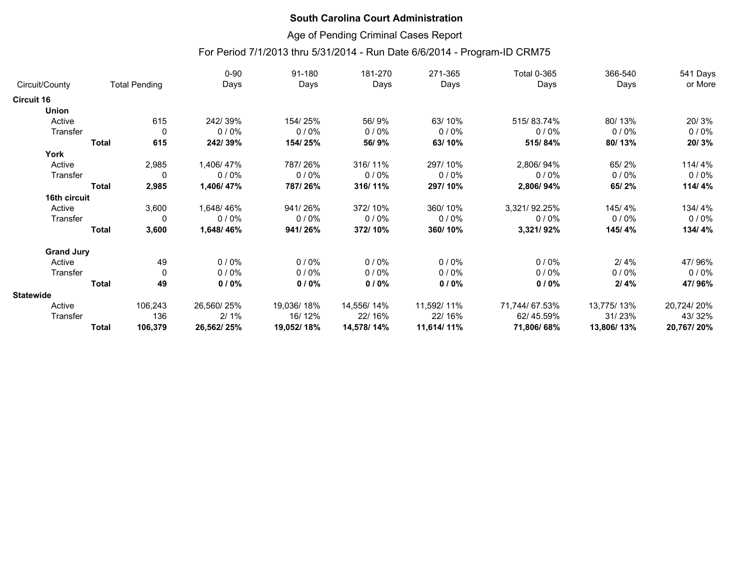**South Carolina Court Administration**

Age of Pending Criminal Cases Report

For Period 7/1/2013 thru 5/31/2014 - Run Date 6/6/2014 - Program-ID CRM75

| Circuit/County | | Total Pending | 0-90 Days | 91-180 Days | 181-270 Days | 271-365 Days | Total 0-365 Days | 366-540 Days | 541 Days or More |
|---|---|---|---|---|---|---|---|---|---|
| **Circuit 16** | | | | | | | | | |
| **Union** | | | | | | | | | |
| Active | | 615 | 242/ 39% | 154/ 25% | 56/ 9% | 63/ 10% | 515/ 83.74% | 80/ 13% | 20/ 3% |
| Transfer | | 0 | 0 / 0% | 0 / 0% | 0 / 0% | 0 / 0% | 0 / 0% | 0 / 0% | 0 / 0% |
| | **Total** | **615** | **242/ 39%** | **154/ 25%** | **56/ 9%** | **63/ 10%** | **515/ 84%** | **80/ 13%** | **20/ 3%** |
| **York** | | | | | | | | | |
| Active | | 2,985 | 1,406/ 47% | 787/ 26% | 316/ 11% | 297/ 10% | 2,806/ 94% | 65/ 2% | 114/ 4% |
| Transfer | | 0 | 0 / 0% | 0 / 0% | 0 / 0% | 0 / 0% | 0 / 0% | 0 / 0% | 0 / 0% |
| | **Total** | **2,985** | **1,406/ 47%** | **787/ 26%** | **316/ 11%** | **297/ 10%** | **2,806/ 94%** | **65/ 2%** | **114/ 4%** |
| **16th circuit** | | | | | | | | | |
| Active | | 3,600 | 1,648/ 46% | 941/ 26% | 372/ 10% | 360/ 10% | 3,321/ 92.25% | 145/ 4% | 134/ 4% |
| Transfer | | 0 | 0 / 0% | 0 / 0% | 0 / 0% | 0 / 0% | 0 / 0% | 0 / 0% | 0 / 0% |
| | **Total** | **3,600** | **1,648/ 46%** | **941/ 26%** | **372/ 10%** | **360/ 10%** | **3,321/ 92%** | **145/ 4%** | **134/ 4%** |
| **Grand Jury** | | | | | | | | | |
| Active | | 49 | 0 / 0% | 0 / 0% | 0 / 0% | 0 / 0% | 0 / 0% | 2/ 4% | 47/ 96% |
| Transfer | | 0 | 0 / 0% | 0 / 0% | 0 / 0% | 0 / 0% | 0 / 0% | 0 / 0% | 0 / 0% |
| | **Total** | **49** | **0 / 0%** | **0 / 0%** | **0 / 0%** | **0 / 0%** | **0 / 0%** | **2/ 4%** | **47/ 96%** |
| **Statewide** | | | | | | | | | |
| Active | | 106,243 | 26,560/ 25% | 19,036/ 18% | 14,556/ 14% | 11,592/ 11% | 71,744/ 67.53% | 13,775/ 13% | 20,724/ 20% |
| Transfer | | 136 | 2/ 1% | 16/ 12% | 22/ 16% | 22/ 16% | 62/ 45.59% | 31/ 23% | 43/ 32% |
| | **Total** | **106,379** | **26,562/ 25%** | **19,052/ 18%** | **14,578/ 14%** | **11,614/ 11%** | **71,806/ 68%** | **13,806/ 13%** | **20,767/ 20%** |